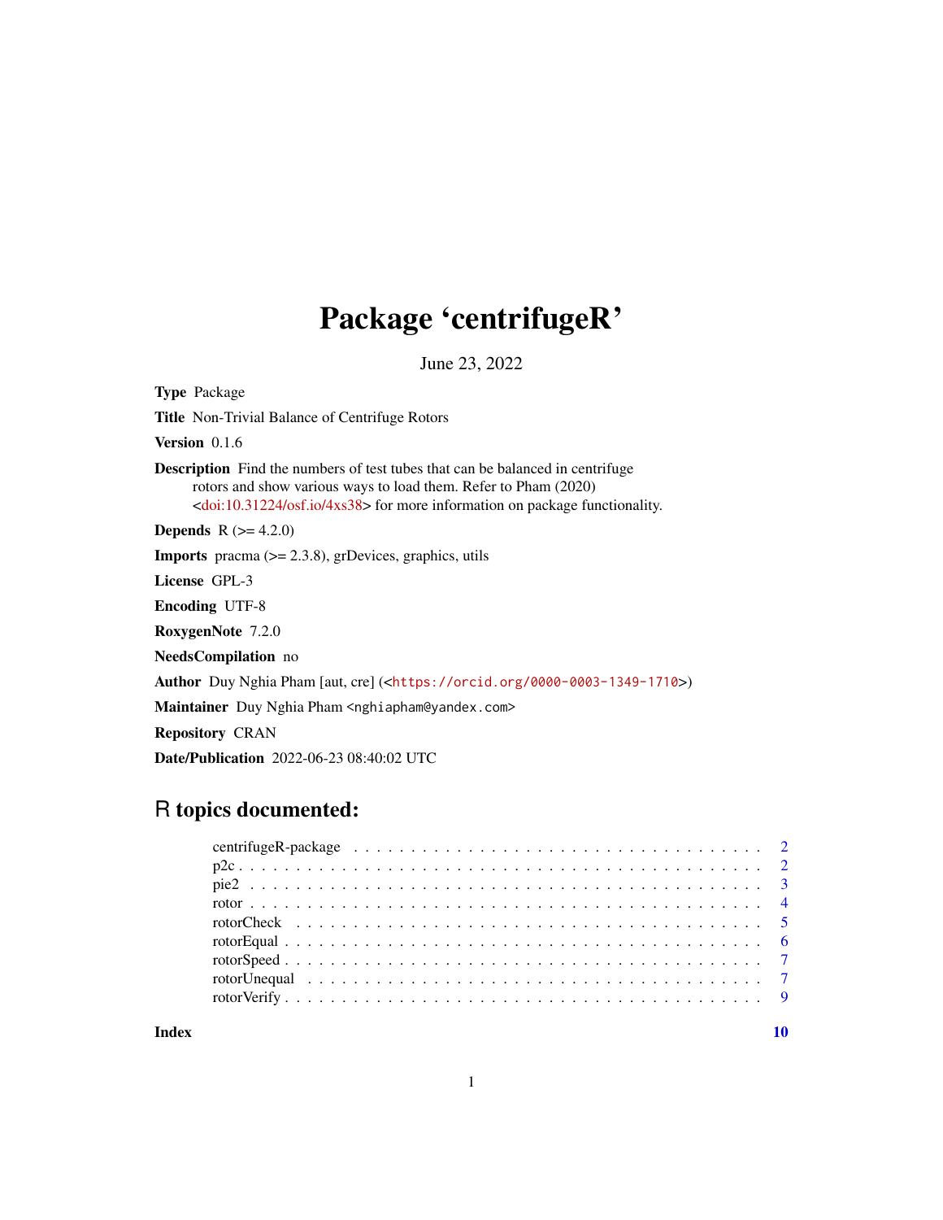# Package 'centrifugeR'

June 23, 2022

**Type** Package

**Title** Non-Trivial Balance of Centrifuge Rotors

**Version** 0.1.6

**Description** Find the numbers of test tubes that can be balanced in centrifuge rotors and show various ways to load them. Refer to Pham (2020) <doi:10.31224/osf.io/4xs38> for more information on package functionality.

**Depends** R (>= 4.2.0)

**Imports** pracma (>= 2.3.8), grDevices, graphics, utils

**License** GPL-3

**Encoding** UTF-8

**RoxygenNote** 7.2.0

**NeedsCompilation** no

**Author** Duy Nghia Pham [aut, cre] (<https://orcid.org/0000-0003-1349-1710>)

**Maintainer** Duy Nghia Pham <nghiapham@yandex.com>

**Repository** CRAN

**Date/Publication** 2022-06-23 08:40:02 UTC

## R topics documented:

- centrifugeR-package . . . . . . . . . . . . . . . . . . . . . . . . . . . . . . . . . . . . 2
- p2c . . . . . . . . . . . . . . . . . . . . . . . . . . . . . . . . . . . . . . . . . . . . . 2
- pie2 . . . . . . . . . . . . . . . . . . . . . . . . . . . . . . . . . . . . . . . . . . . . 3
- rotor . . . . . . . . . . . . . . . . . . . . . . . . . . . . . . . . . . . . . . . . . . . . 4
- rotorCheck . . . . . . . . . . . . . . . . . . . . . . . . . . . . . . . . . . . . . . . . 5
- rotorEqual . . . . . . . . . . . . . . . . . . . . . . . . . . . . . . . . . . . . . . . . 6
- rotorSpeed . . . . . . . . . . . . . . . . . . . . . . . . . . . . . . . . . . . . . . . . 7
- rotorUnequal . . . . . . . . . . . . . . . . . . . . . . . . . . . . . . . . . . . . . . . 7
- rotorVerify . . . . . . . . . . . . . . . . . . . . . . . . . . . . . . . . . . . . . . . . 9

**Index** **10**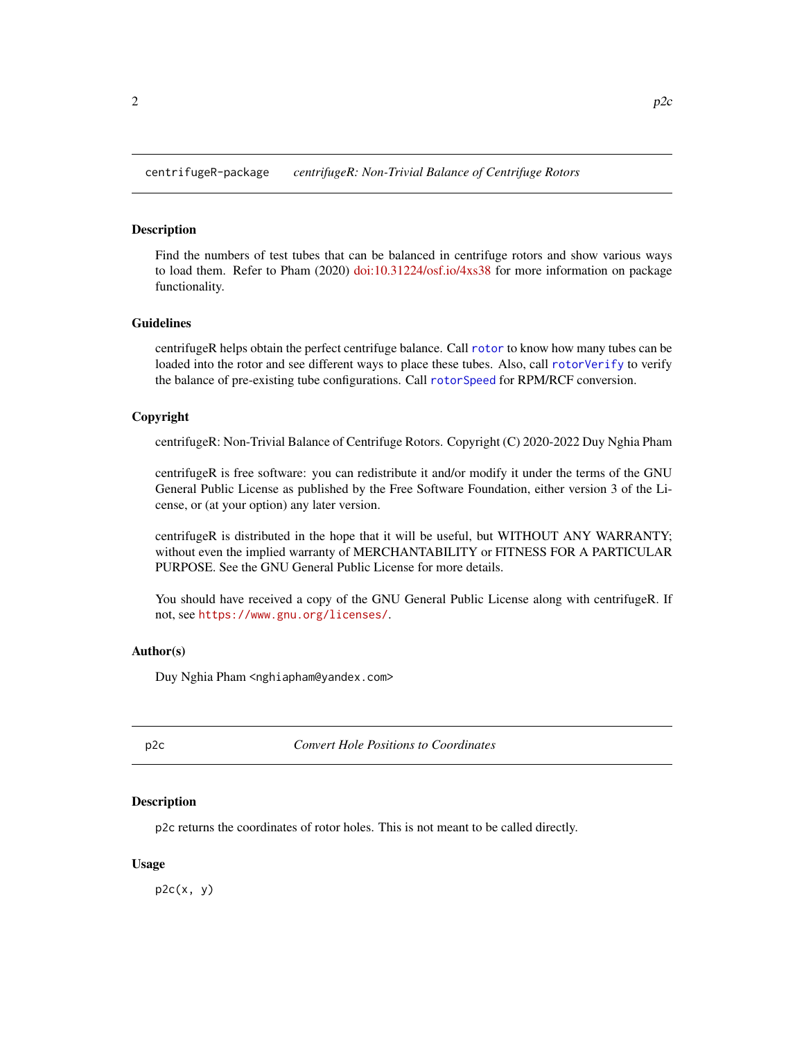## centrifugeR-package — *centrifugeR: Non-Trivial Balance of Centrifuge Rotors*

### Description

Find the numbers of test tubes that can be balanced in centrifuge rotors and show various ways to load them. Refer to Pham (2020) doi:10.31224/osf.io/4xs38 for more information on package functionality.

### Guidelines

centrifugeR helps obtain the perfect centrifuge balance. Call `rotor` to know how many tubes can be loaded into the rotor and see different ways to place these tubes. Also, call `rotorVerify` to verify the balance of pre-existing tube configurations. Call `rotorSpeed` for RPM/RCF conversion.

### Copyright

centrifugeR: Non-Trivial Balance of Centrifuge Rotors. Copyright (C) 2020-2022 Duy Nghia Pham

centrifugeR is free software: you can redistribute it and/or modify it under the terms of the GNU General Public License as published by the Free Software Foundation, either version 3 of the License, or (at your option) any later version.

centrifugeR is distributed in the hope that it will be useful, but WITHOUT ANY WARRANTY; without even the implied warranty of MERCHANTABILITY or FITNESS FOR A PARTICULAR PURPOSE. See the GNU General Public License for more details.

You should have received a copy of the GNU General Public License along with centrifugeR. If not, see `https://www.gnu.org/licenses/`.

### Author(s)

Duy Nghia Pham <nghiapham@yandex.com>

## p2c — *Convert Hole Positions to Coordinates*

### Description

`p2c` returns the coordinates of rotor holes. This is not meant to be called directly.

### Usage

```
p2c(x, y)
```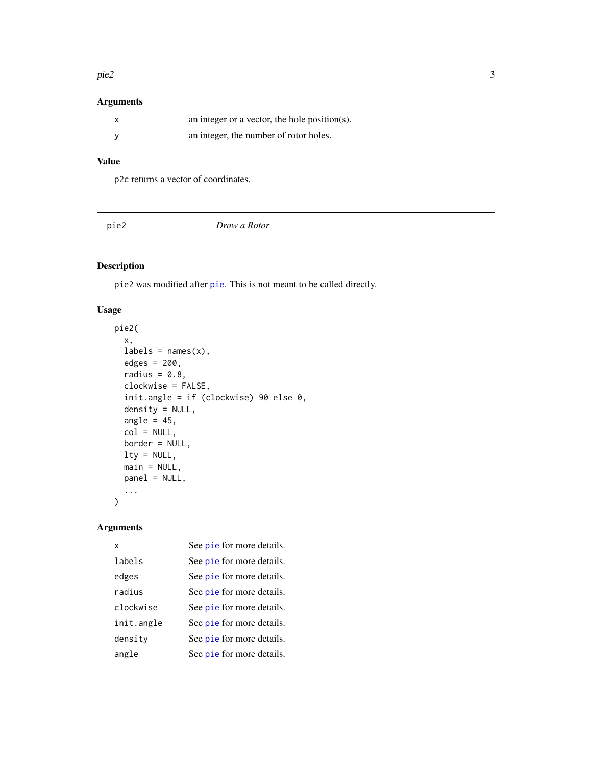### Arguments

| | |
|---|---|
| x | an integer or a vector, the hole position(s). |
| y | an integer, the number of rotor holes. |

### Value

p2c returns a vector of coordinates.

---

## pie2 — *Draw a Rotor*

---

### Description

pie2 was modified after pie. This is not meant to be called directly.

### Usage

```
pie2(
  x,
  labels = names(x),
  edges = 200,
  radius = 0.8,
  clockwise = FALSE,
  init.angle = if (clockwise) 90 else 0,
  density = NULL,
  angle = 45,
  col = NULL,
  border = NULL,
  lty = NULL,
  main = NULL,
  panel = NULL,
  ...
)
```

### Arguments

| | |
|---|---|
| x | See pie for more details. |
| labels | See pie for more details. |
| edges | See pie for more details. |
| radius | See pie for more details. |
| clockwise | See pie for more details. |
| init.angle | See pie for more details. |
| density | See pie for more details. |
| angle | See pie for more details. |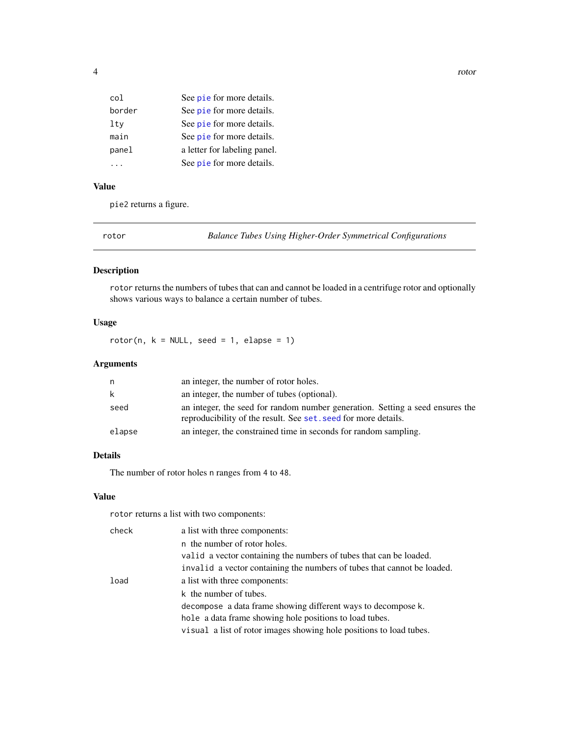| | |
|---|---|
| `col` | See `pie` for more details. |
| `border` | See `pie` for more details. |
| `lty` | See `pie` for more details. |
| `main` | See `pie` for more details. |
| `panel` | a letter for labeling panel. |
| `...` | See `pie` for more details. |

## Value

`pie2` returns a figure.

---

`rotor` *Balance Tubes Using Higher-Order Symmetrical Configurations*

---

## Description

`rotor` returns the numbers of tubes that can and cannot be loaded in a centrifuge rotor and optionally shows various ways to balance a certain number of tubes.

## Usage

```
rotor(n, k = NULL, seed = 1, elapse = 1)
```

## Arguments

| | |
|---|---|
| `n` | an integer, the number of rotor holes. |
| `k` | an integer, the number of tubes (optional). |
| `seed` | an integer, the seed for random number generation. Setting a seed ensures the reproducibility of the result. See `set.seed` for more details. |
| `elapse` | an integer, the constrained time in seconds for random sampling. |

## Details

The number of rotor holes `n` ranges from 4 to 48.

## Value

`rotor` returns a list with two components:

`check` a list with three components:

- `n` the number of rotor holes.
- `valid` a vector containing the numbers of tubes that can be loaded.
- `invalid` a vector containing the numbers of tubes that cannot be loaded.

`load` a list with three components:

- `k` the number of tubes.
- `decompose` a data frame showing different ways to decompose `k`.
- `hole` a data frame showing hole positions to load tubes.
- `visual` a list of rotor images showing hole positions to load tubes.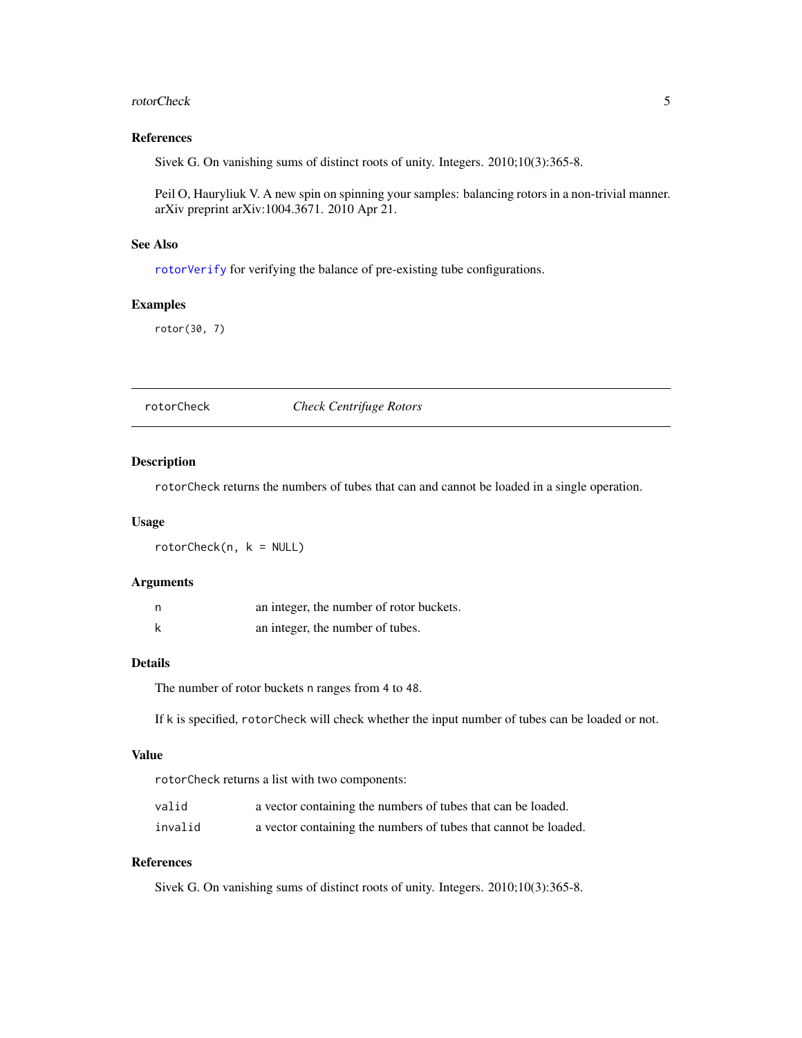### References

Sivek G. On vanishing sums of distinct roots of unity. Integers. 2010;10(3):365-8.

Peil O, Hauryliuk V. A new spin on spinning your samples: balancing rotors in a non-trivial manner. arXiv preprint arXiv:1004.3671. 2010 Apr 21.

### See Also

`rotorVerify` for verifying the balance of pre-existing tube configurations.

### Examples

```
rotor(30, 7)
```

---

## rotorCheck — *Check Centrifuge Rotors*

---

### Description

`rotorCheck` returns the numbers of tubes that can and cannot be loaded in a single operation.

### Usage

```
rotorCheck(n, k = NULL)
```

### Arguments

| | |
|---|---|
| `n` | an integer, the number of rotor buckets. |
| `k` | an integer, the number of tubes. |

### Details

The number of rotor buckets `n` ranges from `4` to `48`.

If `k` is specified, `rotorCheck` will check whether the input number of tubes can be loaded or not.

### Value

`rotorCheck` returns a list with two components:

| | |
|---|---|
| `valid` | a vector containing the numbers of tubes that can be loaded. |
| `invalid` | a vector containing the numbers of tubes that cannot be loaded. |

### References

Sivek G. On vanishing sums of distinct roots of unity. Integers. 2010;10(3):365-8.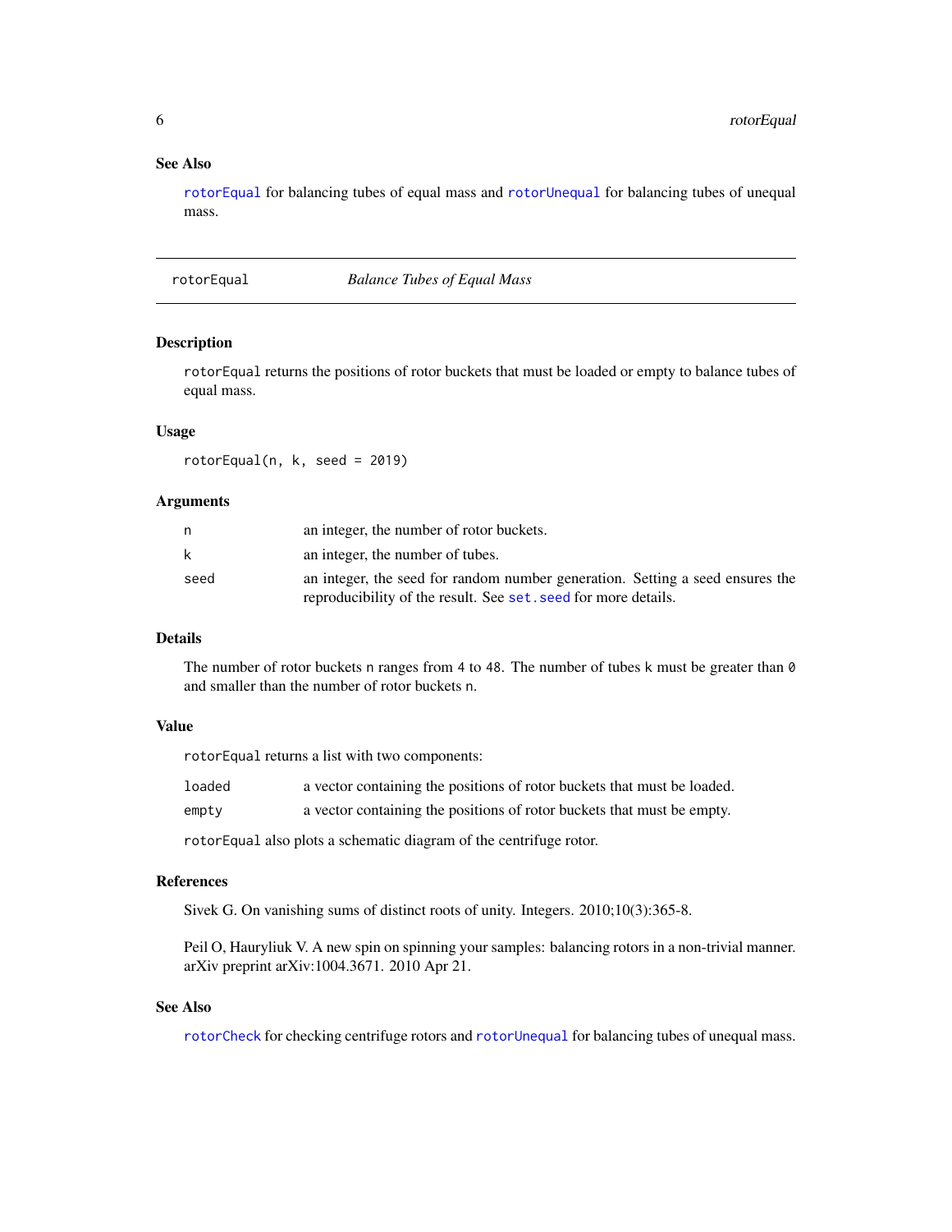### See Also

`rotorEqual` for balancing tubes of equal mass and `rotorUnequal` for balancing tubes of unequal mass.

---

## rotorEqual — *Balance Tubes of Equal Mass*

---

### Description

`rotorEqual` returns the positions of rotor buckets that must be loaded or empty to balance tubes of equal mass.

### Usage

```
rotorEqual(n, k, seed = 2019)
```

### Arguments

| | |
|---|---|
| `n` | an integer, the number of rotor buckets. |
| `k` | an integer, the number of tubes. |
| `seed` | an integer, the seed for random number generation. Setting a seed ensures the reproducibility of the result. See `set.seed` for more details. |

### Details

The number of rotor buckets `n` ranges from `4` to `48`. The number of tubes `k` must be greater than `0` and smaller than the number of rotor buckets `n`.

### Value

`rotorEqual` returns a list with two components:

| | |
|---|---|
| `loaded` | a vector containing the positions of rotor buckets that must be loaded. |
| `empty` | a vector containing the positions of rotor buckets that must be empty. |

`rotorEqual` also plots a schematic diagram of the centrifuge rotor.

### References

Sivek G. On vanishing sums of distinct roots of unity. Integers. 2010;10(3):365-8.

Peil O, Hauryliuk V. A new spin on spinning your samples: balancing rotors in a non-trivial manner. arXiv preprint arXiv:1004.3671. 2010 Apr 21.

### See Also

`rotorCheck` for checking centrifuge rotors and `rotorUnequal` for balancing tubes of unequal mass.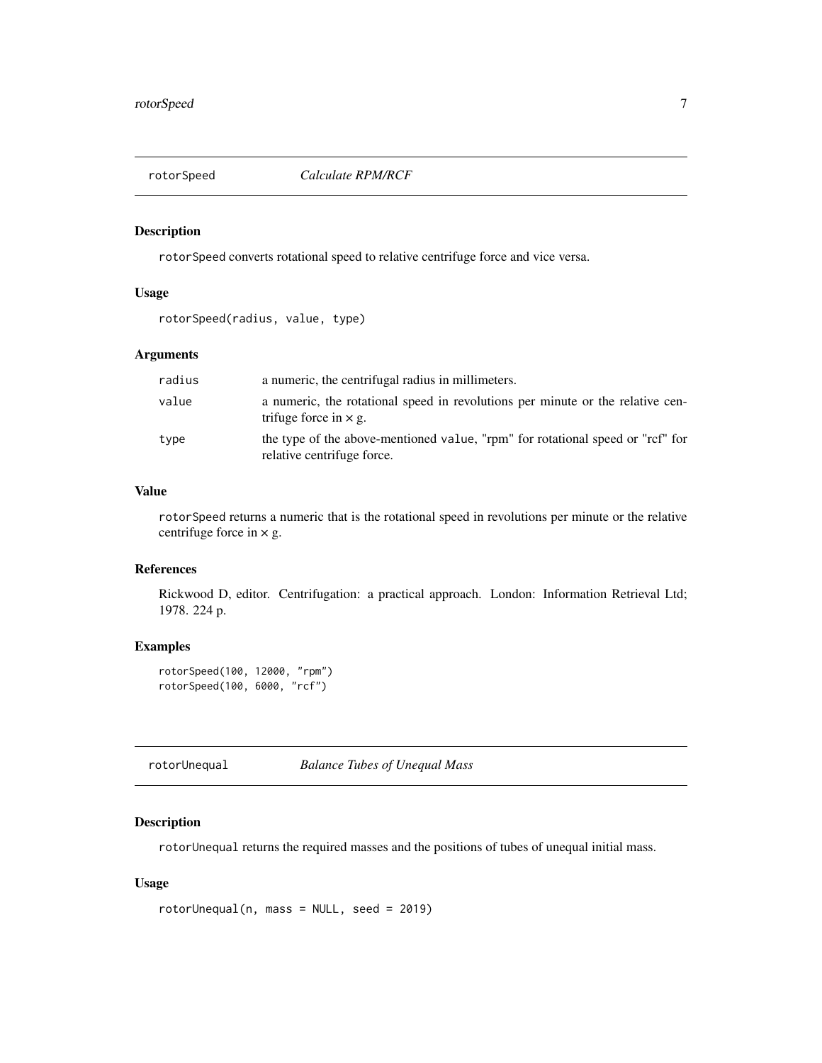## rotorSpeed *Calculate RPM/RCF*

### Description

rotorSpeed converts rotational speed to relative centrifuge force and vice versa.

### Usage

```
rotorSpeed(radius, value, type)
```

### Arguments

| | |
|---|---|
| radius | a numeric, the centrifugal radius in millimeters. |
| value | a numeric, the rotational speed in revolutions per minute or the relative centrifuge force in × g. |
| type | the type of the above-mentioned value, "rpm" for rotational speed or "rcf" for relative centrifuge force. |

### Value

rotorSpeed returns a numeric that is the rotational speed in revolutions per minute or the relative centrifuge force in × g.

### References

Rickwood D, editor. Centrifugation: a practical approach. London: Information Retrieval Ltd; 1978. 224 p.

### Examples

```
rotorSpeed(100, 12000, "rpm")
rotorSpeed(100, 6000, "rcf")
```

## rotorUnequal *Balance Tubes of Unequal Mass*

### Description

rotorUnequal returns the required masses and the positions of tubes of unequal initial mass.

### Usage

```
rotorUnequal(n, mass = NULL, seed = 2019)
```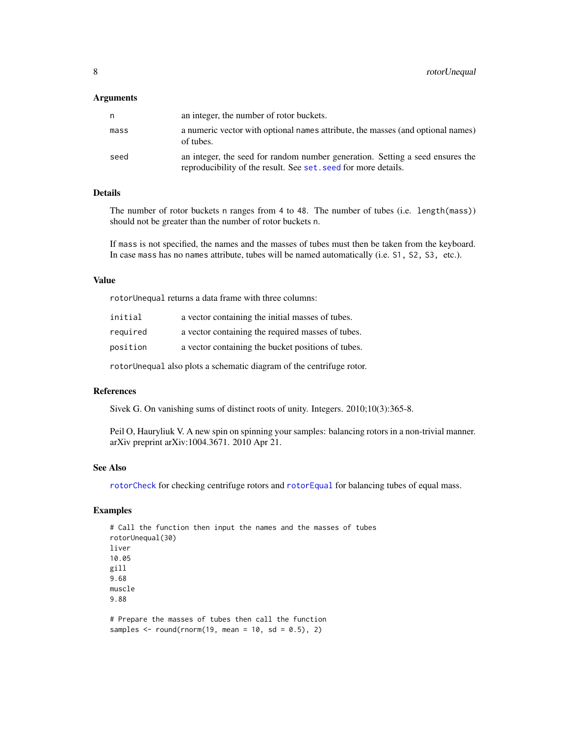### Arguments

| | |
|---|---|
| n | an integer, the number of rotor buckets. |
| mass | a numeric vector with optional names attribute, the masses (and optional names) of tubes. |
| seed | an integer, the seed for random number generation. Setting a seed ensures the reproducibility of the result. See `set.seed` for more details. |

### Details

The number of rotor buckets n ranges from 4 to 48. The number of tubes (i.e. `length(mass)`) should not be greater than the number of rotor buckets n.

If mass is not specified, the names and the masses of tubes must then be taken from the keyboard. In case mass has no names attribute, tubes will be named automatically (i.e. S1, S2, S3, etc.).

### Value

rotorUnequal returns a data frame with three columns:

| | |
|---|---|
| initial | a vector containing the initial masses of tubes. |
| required | a vector containing the required masses of tubes. |
| position | a vector containing the bucket positions of tubes. |

rotorUnequal also plots a schematic diagram of the centrifuge rotor.

### References

Sivek G. On vanishing sums of distinct roots of unity. Integers. 2010;10(3):365-8.

Peil O, Hauryliuk V. A new spin on spinning your samples: balancing rotors in a non-trivial manner. arXiv preprint arXiv:1004.3671. 2010 Apr 21.

### See Also

`rotorCheck` for checking centrifuge rotors and `rotorEqual` for balancing tubes of equal mass.

### Examples

```
# Call the function then input the names and the masses of tubes
rotorUnequal(30)
liver
10.05
gill
9.68
muscle
9.88

# Prepare the masses of tubes then call the function
samples <- round(rnorm(19, mean = 10, sd = 0.5), 2)
```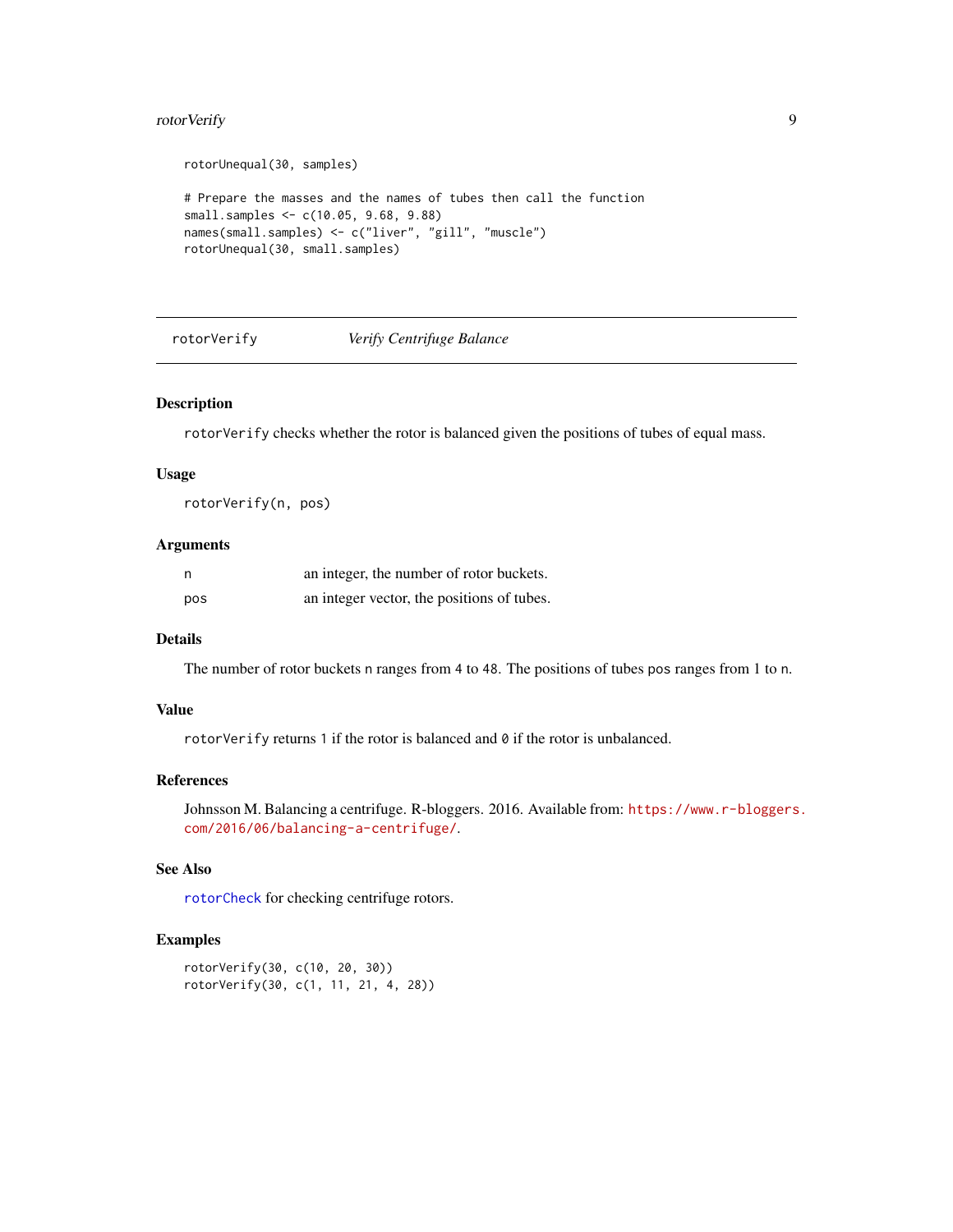```
rotorUnequal(30, samples)

# Prepare the masses and the names of tubes then call the function
small.samples <- c(10.05, 9.68, 9.88)
names(small.samples) <- c("liver", "gill", "muscle")
rotorUnequal(30, small.samples)
```

---

## rotorVerify — *Verify Centrifuge Balance*

### Description

`rotorVerify` checks whether the rotor is balanced given the positions of tubes of equal mass.

### Usage

```
rotorVerify(n, pos)
```

### Arguments

| | |
|---|---|
| n | an integer, the number of rotor buckets. |
| pos | an integer vector, the positions of tubes. |

### Details

The number of rotor buckets `n` ranges from `4` to `48`. The positions of tubes `pos` ranges from `1` to `n`.

### Value

`rotorVerify` returns `1` if the rotor is balanced and `0` if the rotor is unbalanced.

### References

Johnsson M. Balancing a centrifuge. R-bloggers. 2016. Available from: https://www.r-bloggers.com/2016/06/balancing-a-centrifuge/.

### See Also

`rotorCheck` for checking centrifuge rotors.

### Examples

```
rotorVerify(30, c(10, 20, 30))
rotorVerify(30, c(1, 11, 21, 4, 28))
```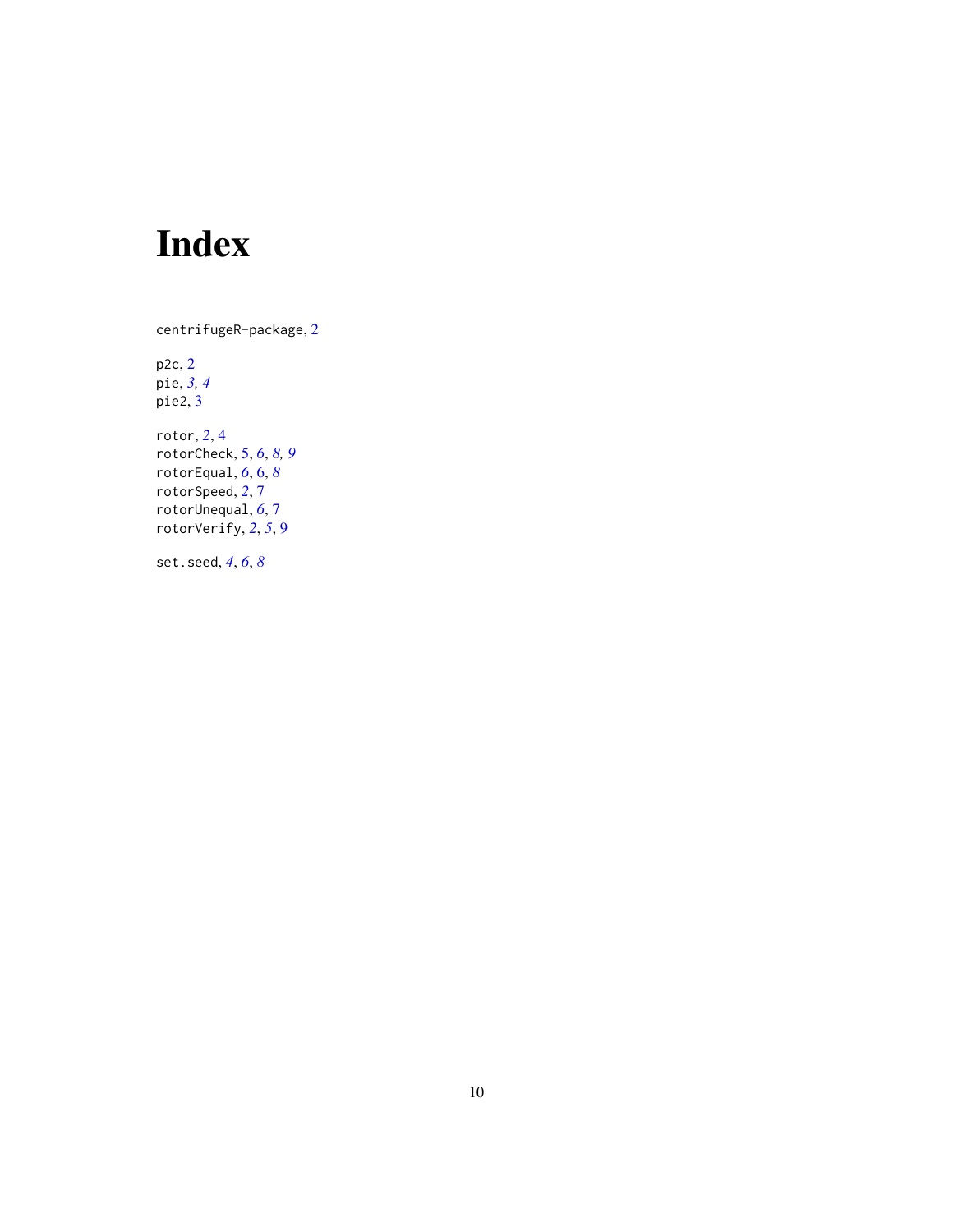# Index

centrifugeR-package, 2

p2c, 2
pie, *3, 4*
pie2, 3

rotor, *2*, 4
rotorCheck, 5, *6*, *8, 9*
rotorEqual, *6*, 6, *8*
rotorSpeed, *2*, 7
rotorUnequal, *6*, 7
rotorVerify, *2*, *5*, 9

set.seed, *4*, *6*, *8*